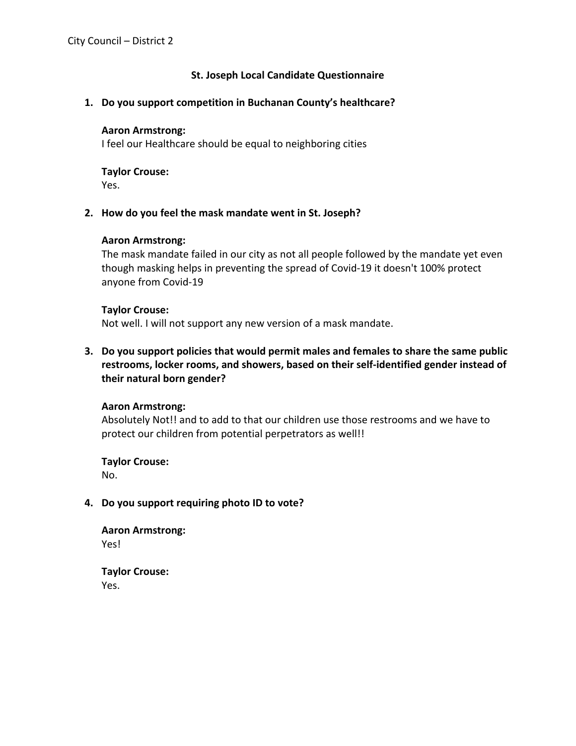City Council – District 2

## St. Joseph Local Candidate Questionnaire

1. **Do you support competition in Buchanan County's healthcare?**

   **Aaron Armstrong:**
   I feel our Healthcare should be equal to neighboring cities

   **Taylor Crouse:**
   Yes.

2. **How do you feel the mask mandate went in St. Joseph?**

   **Aaron Armstrong:**
   The mask mandate failed in our city as not all people followed by the mandate yet even though masking helps in preventing the spread of Covid-19 it doesn't 100% protect anyone from Covid-19

   **Taylor Crouse:**
   Not well. I will not support any new version of a mask mandate.

3. **Do you support policies that would permit males and females to share the same public restrooms, locker rooms, and showers, based on their self-identified gender instead of their natural born gender?**

   **Aaron Armstrong:**
   Absolutely Not!! and to add to that our children use those restrooms and we have to protect our children from potential perpetrators as well!!

   **Taylor Crouse:**
   No.

4. **Do you support requiring photo ID to vote?**

   **Aaron Armstrong:**
   Yes!

   **Taylor Crouse:**
   Yes.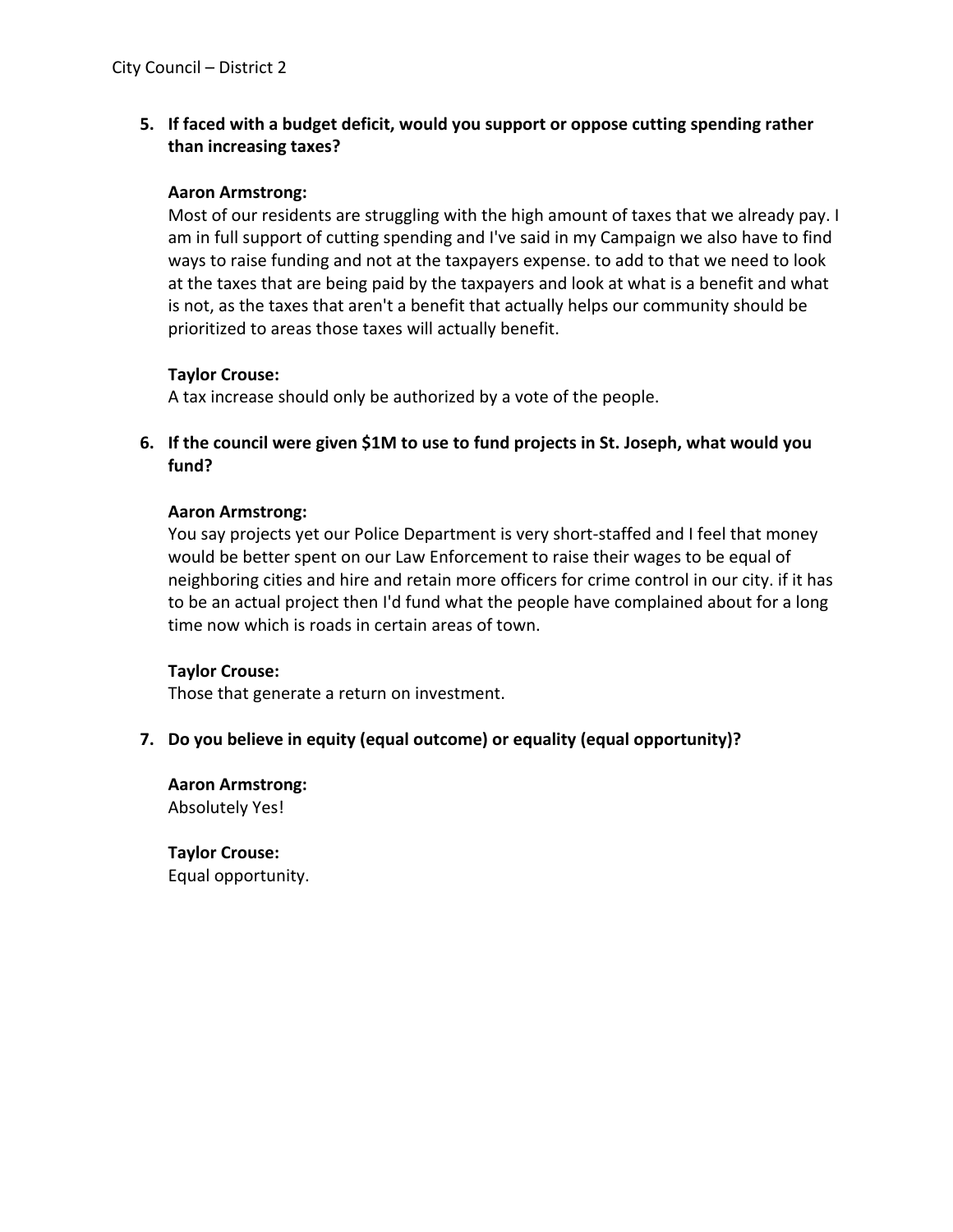5. **If faced with a budget deficit, would you support or oppose cutting spending rather than increasing taxes?**

   **Aaron Armstrong:**
   Most of our residents are struggling with the high amount of taxes that we already pay. I am in full support of cutting spending and I've said in my Campaign we also have to find ways to raise funding and not at the taxpayers expense. to add to that we need to look at the taxes that are being paid by the taxpayers and look at what is a benefit and what is not, as the taxes that aren't a benefit that actually helps our community should be prioritized to areas those taxes will actually benefit.

   **Taylor Crouse:**
   A tax increase should only be authorized by a vote of the people.

6. **If the council were given $1M to use to fund projects in St. Joseph, what would you fund?**

   **Aaron Armstrong:**
   You say projects yet our Police Department is very short-staffed and I feel that money would be better spent on our Law Enforcement to raise their wages to be equal of neighboring cities and hire and retain more officers for crime control in our city. if it has to be an actual project then I'd fund what the people have complained about for a long time now which is roads in certain areas of town.

   **Taylor Crouse:**
   Those that generate a return on investment.

7. **Do you believe in equity (equal outcome) or equality (equal opportunity)?**

   **Aaron Armstrong:**
   Absolutely Yes!

   **Taylor Crouse:**
   Equal opportunity.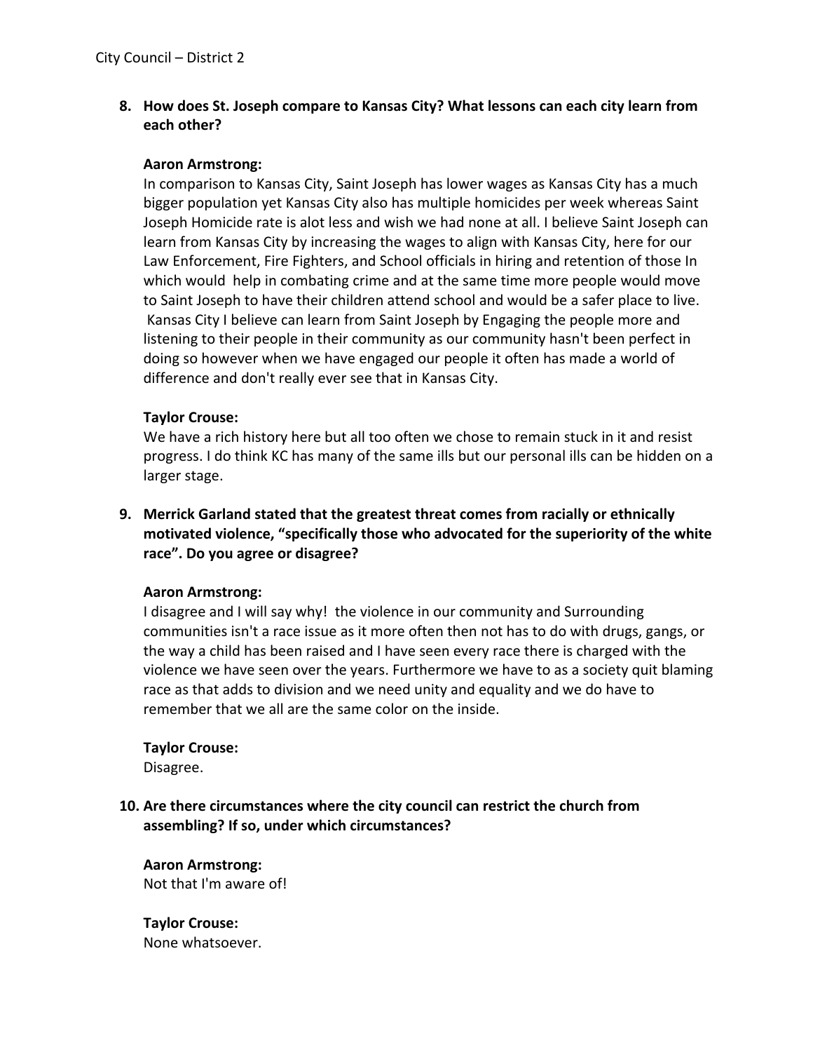**8. How does St. Joseph compare to Kansas City? What lessons can each city learn from each other?**

**Aaron Armstrong:**
In comparison to Kansas City, Saint Joseph has lower wages as Kansas City has a much bigger population yet Kansas City also has multiple homicides per week whereas Saint Joseph Homicide rate is alot less and wish we had none at all. I believe Saint Joseph can learn from Kansas City by increasing the wages to align with Kansas City, here for our Law Enforcement, Fire Fighters, and School officials in hiring and retention of those In which would help in combating crime and at the same time more people would move to Saint Joseph to have their children attend school and would be a safer place to live. Kansas City I believe can learn from Saint Joseph by Engaging the people more and listening to their people in their community as our community hasn't been perfect in doing so however when we have engaged our people it often has made a world of difference and don't really ever see that in Kansas City.

**Taylor Crouse:**
We have a rich history here but all too often we chose to remain stuck in it and resist progress. I do think KC has many of the same ills but our personal ills can be hidden on a larger stage.

**9. Merrick Garland stated that the greatest threat comes from racially or ethnically motivated violence, "specifically those who advocated for the superiority of the white race". Do you agree or disagree?**

**Aaron Armstrong:**
I disagree and I will say why! the violence in our community and Surrounding communities isn't a race issue as it more often then not has to do with drugs, gangs, or the way a child has been raised and I have seen every race there is charged with the violence we have seen over the years. Furthermore we have to as a society quit blaming race as that adds to division and we need unity and equality and we do have to remember that we all are the same color on the inside.

**Taylor Crouse:**
Disagree.

**10. Are there circumstances where the city council can restrict the church from assembling? If so, under which circumstances?**

**Aaron Armstrong:**
Not that I'm aware of!

**Taylor Crouse:**
None whatsoever.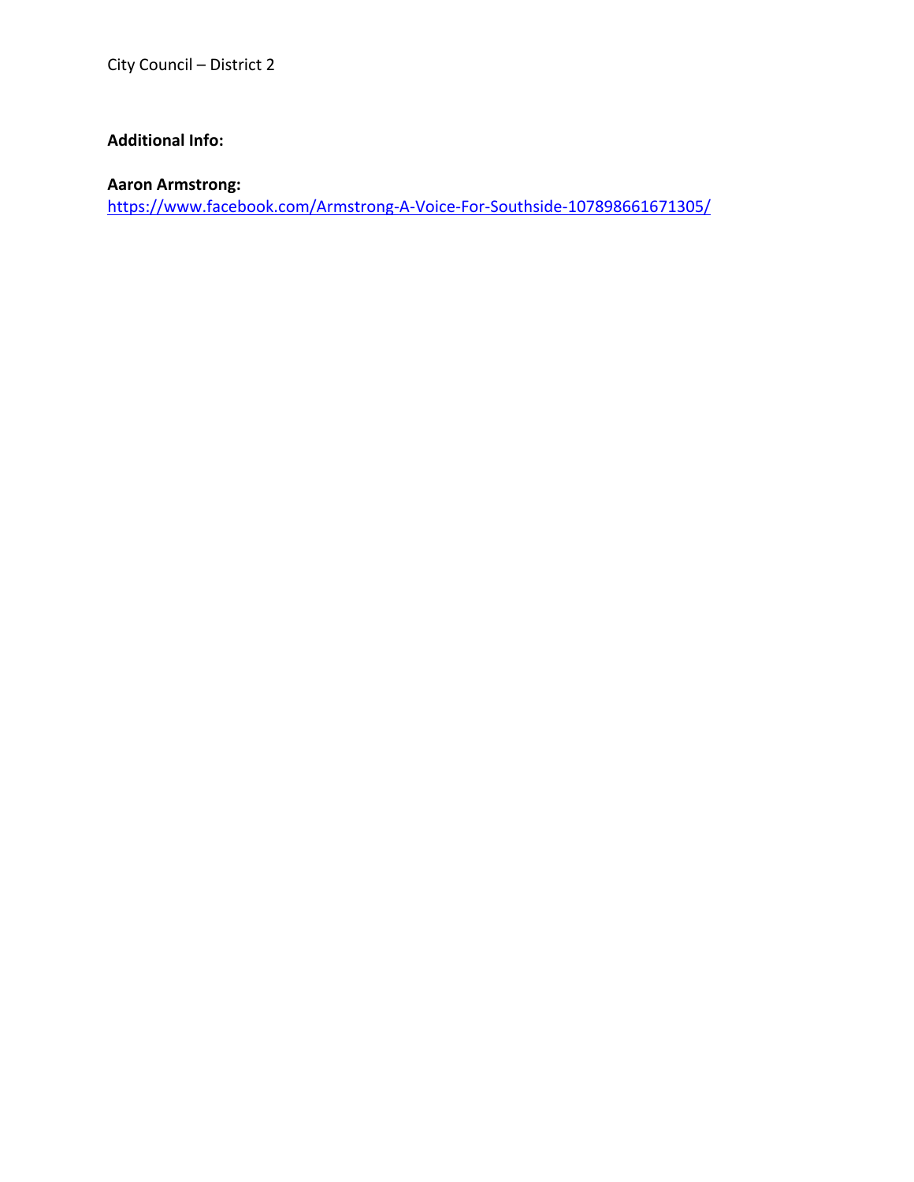City Council – District 2

**Additional Info:**

**Aaron Armstrong:**
https://www.facebook.com/Armstrong-A-Voice-For-Southside-107898661671305/